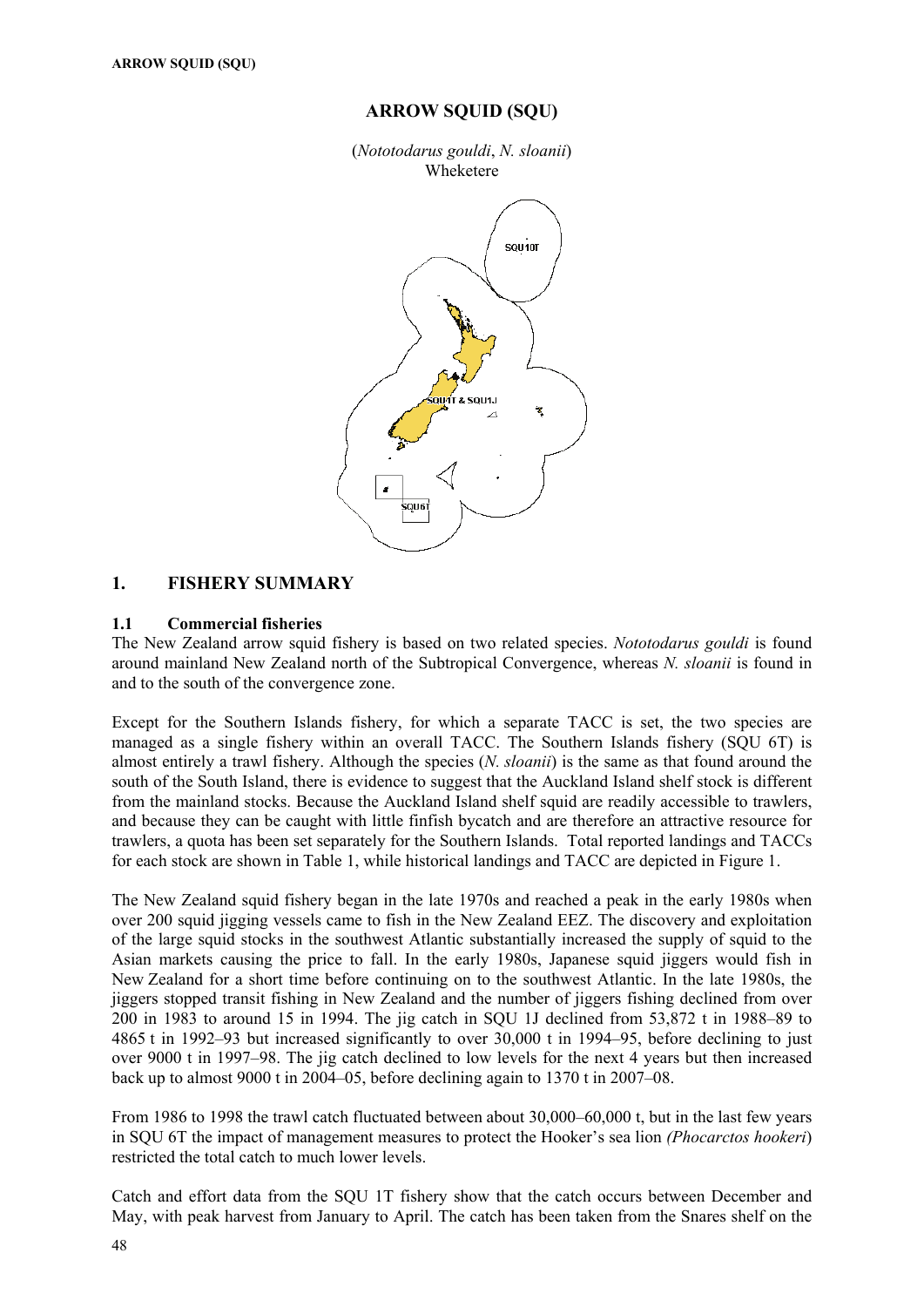# ARROW SQUID (SQU)

(*Nototodarus gouldi*, *N. sloanii*)
Wheketere

## 1. FISHERY SUMMARY

### 1.1 Commercial fisheries

The New Zealand arrow squid fishery is based on two related species. *Nototodarus gouldi* is found around mainland New Zealand north of the Subtropical Convergence, whereas *N. sloanii* is found in and to the south of the convergence zone.

Except for the Southern Islands fishery, for which a separate TACC is set, the two species are managed as a single fishery within an overall TACC. The Southern Islands fishery (SQU 6T) is almost entirely a trawl fishery. Although the species (*N. sloanii*) is the same as that found around the south of the South Island, there is evidence to suggest that the Auckland Island shelf stock is different from the mainland stocks. Because the Auckland Island shelf squid are readily accessible to trawlers, and because they can be caught with little finfish bycatch and are therefore an attractive resource for trawlers, a quota has been set separately for the Southern Islands. Total reported landings and TACCs for each stock are shown in Table 1, while historical landings and TACC are depicted in Figure 1.

The New Zealand squid fishery began in the late 1970s and reached a peak in the early 1980s when over 200 squid jigging vessels came to fish in the New Zealand EEZ. The discovery and exploitation of the large squid stocks in the southwest Atlantic substantially increased the supply of squid to the Asian markets causing the price to fall. In the early 1980s, Japanese squid jiggers would fish in New Zealand for a short time before continuing on to the southwest Atlantic. In the late 1980s, the jiggers stopped transit fishing in New Zealand and the number of jiggers fishing declined from over 200 in 1983 to around 15 in 1994. The jig catch in SQU 1J declined from 53,872 t in 1988–89 to 4865 t in 1992–93 but increased significantly to over 30,000 t in 1994–95, before declining to just over 9000 t in 1997–98. The jig catch declined to low levels for the next 4 years but then increased back up to almost 9000 t in 2004–05, before declining again to 1370 t in 2007–08.

From 1986 to 1998 the trawl catch fluctuated between about 30,000–60,000 t, but in the last few years in SQU 6T the impact of management measures to protect the Hooker's sea lion *(Phocarctos hookeri*) restricted the total catch to much lower levels.

Catch and effort data from the SQU 1T fishery show that the catch occurs between December and May, with peak harvest from January to April. The catch has been taken from the Snares shelf on the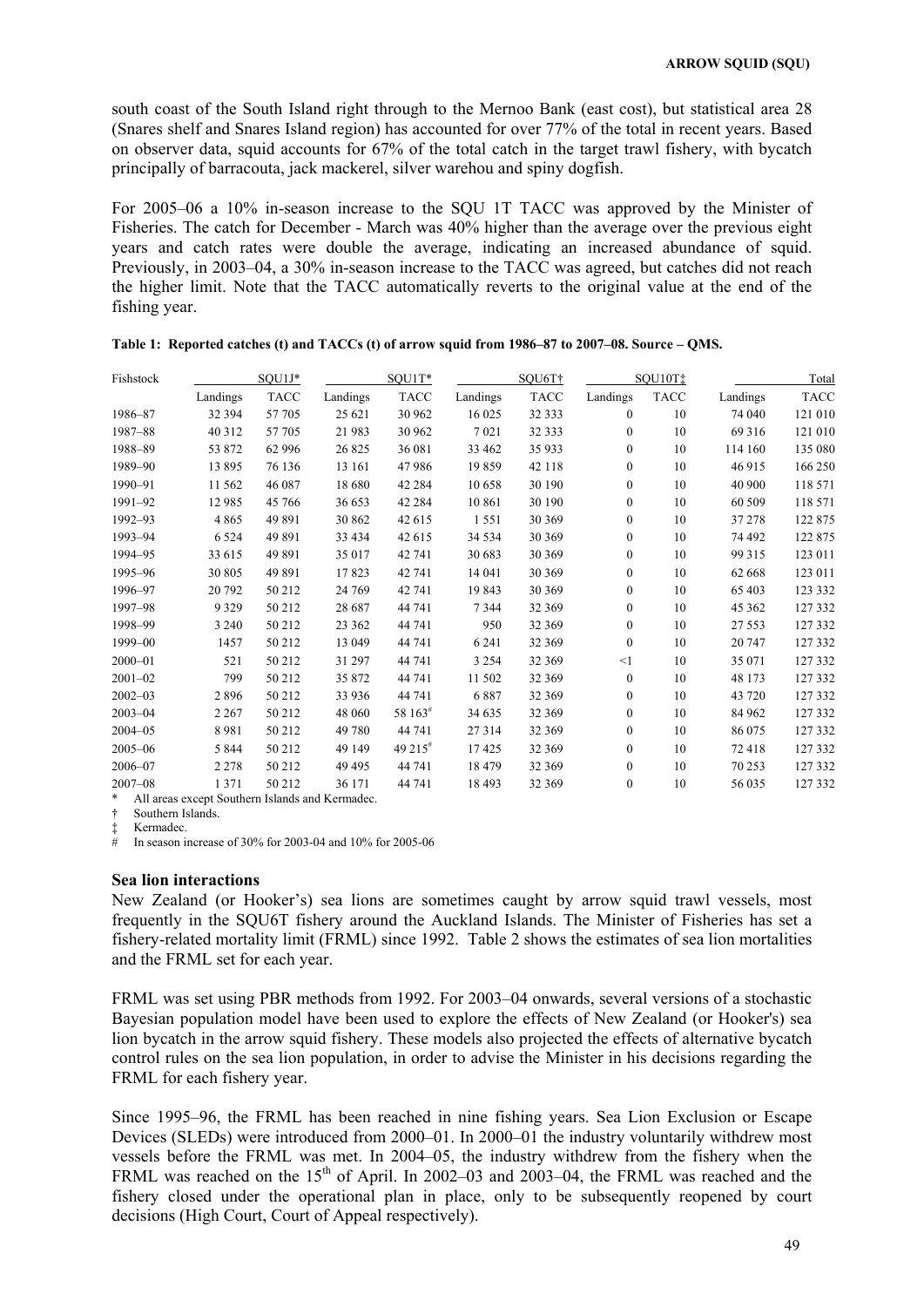south coast of the South Island right through to the Mernoo Bank (east cost), but statistical area 28 (Snares shelf and Snares Island region) has accounted for over 77% of the total in recent years. Based on observer data, squid accounts for 67% of the total catch in the target trawl fishery, with bycatch principally of barracouta, jack mackerel, silver warehou and spiny dogfish.

For 2005–06 a 10% in-season increase to the SQU 1T TACC was approved by the Minister of Fisheries. The catch for December - March was 40% higher than the average over the previous eight years and catch rates were double the average, indicating an increased abundance of squid. Previously, in 2003–04, a 30% in-season increase to the TACC was agreed, but catches did not reach the higher limit. Note that the TACC automatically reverts to the original value at the end of the fishing year.

**Table 1: Reported catches (t) and TACCs (t) of arrow squid from 1986–87 to 2007–08. Source – QMS.**

| Fishstock | SQU1J* | | SQU1T* | | SQU6T† | | SQU10T‡ | | Total | |
|---|---|---|---|---|---|---|---|---|---|---|
| | Landings | TACC | Landings | TACC | Landings | TACC | Landings | TACC | Landings | TACC |
| 1986–87 | 32 394 | 57 705 | 25 621 | 30 962 | 16 025 | 32 333 | 0 | 10 | 74 040 | 121 010 |
| 1987–88 | 40 312 | 57 705 | 21 983 | 30 962 | 7 021 | 32 333 | 0 | 10 | 69 316 | 121 010 |
| 1988–89 | 53 872 | 62 996 | 26 825 | 36 081 | 33 462 | 35 933 | 0 | 10 | 114 160 | 135 080 |
| 1989–90 | 13 895 | 76 136 | 13 161 | 47 986 | 19 859 | 42 118 | 0 | 10 | 46 915 | 166 250 |
| 1990–91 | 11 562 | 46 087 | 18 680 | 42 284 | 10 658 | 30 190 | 0 | 10 | 40 900 | 118 571 |
| 1991–92 | 12 985 | 45 766 | 36 653 | 42 284 | 10 861 | 30 190 | 0 | 10 | 60 509 | 118 571 |
| 1992–93 | 4 865 | 49 891 | 30 862 | 42 615 | 1 551 | 30 369 | 0 | 10 | 37 278 | 122 875 |
| 1993–94 | 6 524 | 49 891 | 33 434 | 42 615 | 34 534 | 30 369 | 0 | 10 | 74 492 | 122 875 |
| 1994–95 | 33 615 | 49 891 | 35 017 | 42 741 | 30 683 | 30 369 | 0 | 10 | 99 315 | 123 011 |
| 1995–96 | 30 805 | 49 891 | 17 823 | 42 741 | 14 041 | 30 369 | 0 | 10 | 62 668 | 123 011 |
| 1996–97 | 20 792 | 50 212 | 24 769 | 42 741 | 19 843 | 30 369 | 0 | 10 | 65 403 | 123 332 |
| 1997–98 | 9 329 | 50 212 | 28 687 | 44 741 | 7 344 | 32 369 | 0 | 10 | 45 362 | 127 332 |
| 1998–99 | 3 240 | 50 212 | 23 362 | 44 741 | 950 | 32 369 | 0 | 10 | 27 553 | 127 332 |
| 1999–00 | 1457 | 50 212 | 13 049 | 44 741 | 6 241 | 32 369 | 0 | 10 | 20 747 | 127 332 |
| 2000–01 | 521 | 50 212 | 31 297 | 44 741 | 3 254 | 32 369 | <1 | 10 | 35 071 | 127 332 |
| 2001–02 | 799 | 50 212 | 35 872 | 44 741 | 11 502 | 32 369 | 0 | 10 | 48 173 | 127 332 |
| 2002–03 | 2 896 | 50 212 | 33 936 | 44 741 | 6 887 | 32 369 | 0 | 10 | 43 720 | 127 332 |
| 2003–04 | 2 267 | 50 212 | 48 060 | 58 163# | 34 635 | 32 369 | 0 | 10 | 84 962 | 127 332 |
| 2004–05 | 8 981 | 50 212 | 49 780 | 44 741 | 27 314 | 32 369 | 0 | 10 | 86 075 | 127 332 |
| 2005–06 | 5 844 | 50 212 | 49 149 | 49 215# | 17 425 | 32 369 | 0 | 10 | 72 418 | 127 332 |
| 2006–07 | 2 278 | 50 212 | 49 495 | 44 741 | 18 479 | 32 369 | 0 | 10 | 70 253 | 127 332 |
| 2007–08 | 1 371 | 50 212 | 36 171 | 44 741 | 18 493 | 32 369 | 0 | 10 | 56 035 | 127 332 |

\* All areas except Southern Islands and Kermadec.
† Southern Islands.
‡ Kermadec.
\# In season increase of 30% for 2003-04 and 10% for 2005-06

### Sea lion interactions

New Zealand (or Hooker's) sea lions are sometimes caught by arrow squid trawl vessels, most frequently in the SQU6T fishery around the Auckland Islands. The Minister of Fisheries has set a fishery-related mortality limit (FRML) since 1992. Table 2 shows the estimates of sea lion mortalities and the FRML set for each year.

FRML was set using PBR methods from 1992. For 2003–04 onwards, several versions of a stochastic Bayesian population model have been used to explore the effects of New Zealand (or Hooker's) sea lion bycatch in the arrow squid fishery. These models also projected the effects of alternative bycatch control rules on the sea lion population, in order to advise the Minister in his decisions regarding the FRML for each fishery year.

Since 1995–96, the FRML has been reached in nine fishing years. Sea Lion Exclusion or Escape Devices (SLEDs) were introduced from 2000–01. In 2000–01 the industry voluntarily withdrew most vessels before the FRML was met. In 2004–05, the industry withdrew from the fishery when the FRML was reached on the 15th of April. In 2002–03 and 2003–04, the FRML was reached and the fishery closed under the operational plan in place, only to be subsequently reopened by court decisions (High Court, Court of Appeal respectively).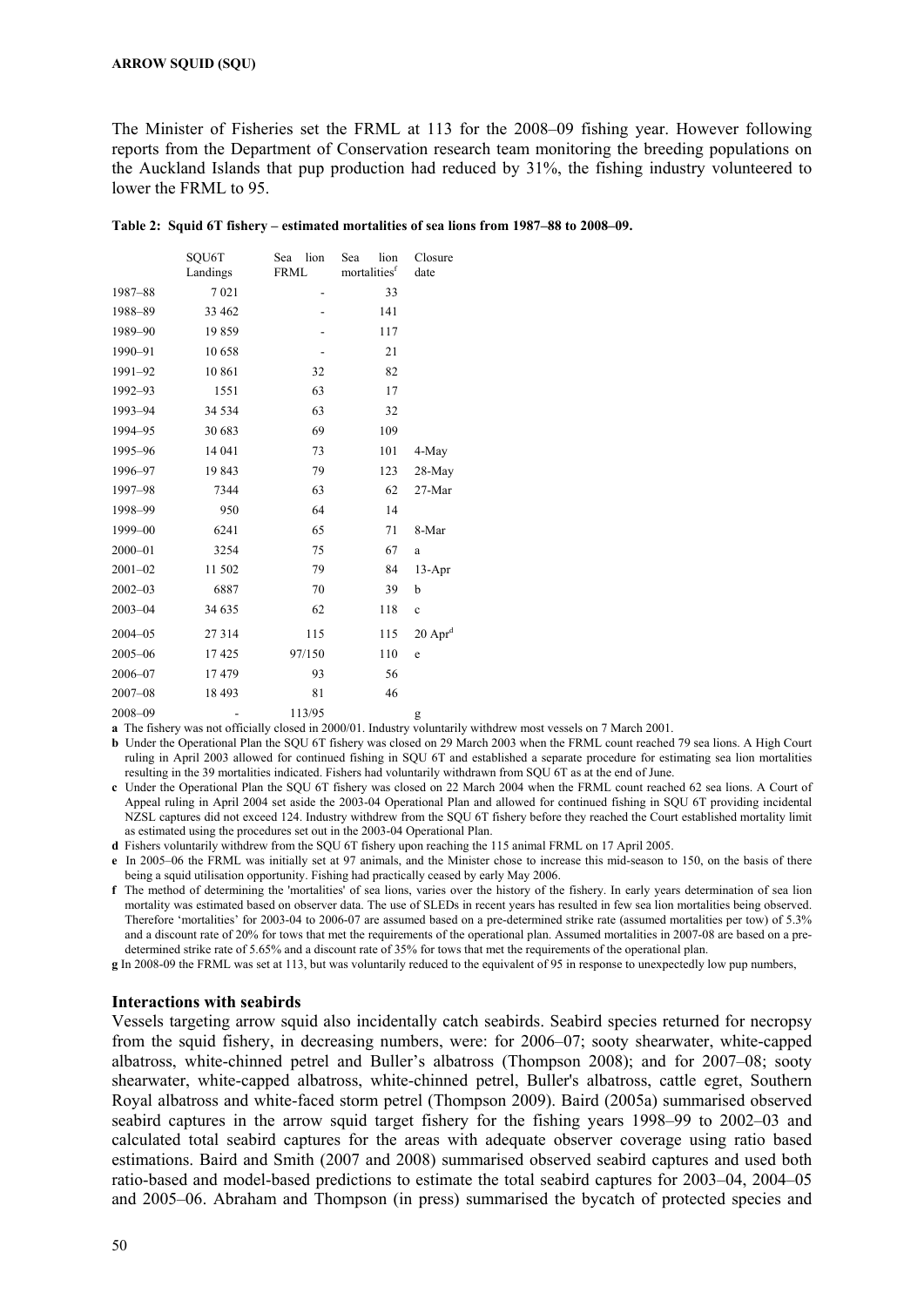The Minister of Fisheries set the FRML at 113 for the 2008–09 fishing year. However following reports from the Department of Conservation research team monitoring the breeding populations on the Auckland Islands that pup production had reduced by 31%, the fishing industry volunteered to lower the FRML to 95.

**Table 2: Squid 6T fishery – estimated mortalities of sea lions from 1987–88 to 2008–09.**

| | SQU6T Landings | Sea lion FRML | Sea lion mortalities[f] | Closure date |
|---|---|---|---|---|
| 1987–88 | 7 021 | - | 33 | |
| 1988–89 | 33 462 | - | 141 | |
| 1989–90 | 19 859 | - | 117 | |
| 1990–91 | 10 658 | - | 21 | |
| 1991–92 | 10 861 | 32 | 82 | |
| 1992–93 | 1551 | 63 | 17 | |
| 1993–94 | 34 534 | 63 | 32 | |
| 1994–95 | 30 683 | 69 | 109 | |
| 1995–96 | 14 041 | 73 | 101 | 4-May |
| 1996–97 | 19 843 | 79 | 123 | 28-May |
| 1997–98 | 7344 | 63 | 62 | 27-Mar |
| 1998–99 | 950 | 64 | 14 | |
| 1999–00 | 6241 | 65 | 71 | 8-Mar |
| 2000–01 | 3254 | 75 | 67 | a |
| 2001–02 | 11 502 | 79 | 84 | 13-Apr |
| 2002–03 | 6887 | 70 | 39 | b |
| 2003–04 | 34 635 | 62 | 118 | c |
| 2004–05 | 27 314 | 115 | 115 | 20 Apr[d] |
| 2005–06 | 17 425 | 97/150 | 110 | e |
| 2006–07 | 17 479 | 93 | 56 | |
| 2007–08 | 18 493 | 81 | 46 | |
| 2008–09 | - | 113/95 | | g |

**a** The fishery was not officially closed in 2000/01. Industry voluntarily withdrew most vessels on 7 March 2001.

**b** Under the Operational Plan the SQU 6T fishery was closed on 29 March 2003 when the FRML count reached 79 sea lions. A High Court ruling in April 2003 allowed for continued fishing in SQU 6T and established a separate procedure for estimating sea lion mortalities resulting in the 39 mortalities indicated. Fishers had voluntarily withdrawn from SQU 6T as at the end of June.

**c** Under the Operational Plan the SQU 6T fishery was closed on 22 March 2004 when the FRML count reached 62 sea lions. A Court of Appeal ruling in April 2004 set aside the 2003-04 Operational Plan and allowed for continued fishing in SQU 6T providing incidental NZSL captures did not exceed 124. Industry withdrew from the SQU 6T fishery before they reached the Court established mortality limit as estimated using the procedures set out in the 2003-04 Operational Plan.

**d** Fishers voluntarily withdrew from the SQU 6T fishery upon reaching the 115 animal FRML on 17 April 2005.

**e** In 2005–06 the FRML was initially set at 97 animals, and the Minister chose to increase this mid-season to 150, on the basis of there being a squid utilisation opportunity. Fishing had practically ceased by early May 2006.

**f** The method of determining the 'mortalities' of sea lions, varies over the history of the fishery. In early years determination of sea lion mortality was estimated based on observer data. The use of SLEDs in recent years has resulted in few sea lion mortalities being observed. Therefore 'mortalities' for 2003-04 to 2006-07 are assumed based on a pre-determined strike rate (assumed mortalities per tow) of 5.3% and a discount rate of 20% for tows that met the requirements of the operational plan. Assumed mortalities in 2007-08 are based on a pre-determined strike rate of 5.65% and a discount rate of 35% for tows that met the requirements of the operational plan.

**g** In 2008-09 the FRML was set at 113, but was voluntarily reduced to the equivalent of 95 in response to unexpectedly low pup numbers,

### Interactions with seabirds

Vessels targeting arrow squid also incidentally catch seabirds. Seabird species returned for necropsy from the squid fishery, in decreasing numbers, were: for 2006–07; sooty shearwater, white-capped albatross, white-chinned petrel and Buller's albatross (Thompson 2008); and for 2007–08; sooty shearwater, white-capped albatross, white-chinned petrel, Buller's albatross, cattle egret, Southern Royal albatross and white-faced storm petrel (Thompson 2009). Baird (2005a) summarised observed seabird captures in the arrow squid target fishery for the fishing years 1998–99 to 2002–03 and calculated total seabird captures for the areas with adequate observer coverage using ratio based estimations. Baird and Smith (2007 and 2008) summarised observed seabird captures and used both ratio-based and model-based predictions to estimate the total seabird captures for 2003–04, 2004–05 and 2005–06. Abraham and Thompson (in press) summarised the bycatch of protected species and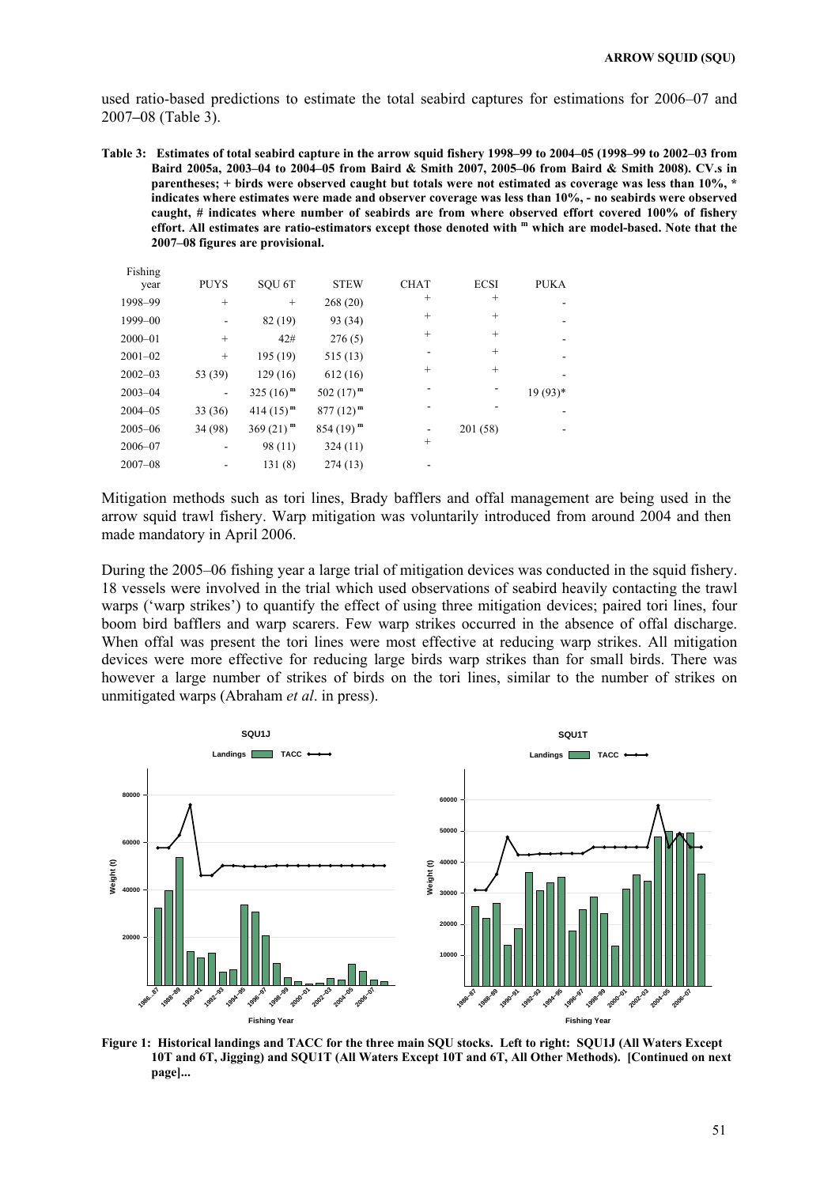used ratio-based predictions to estimate the total seabird captures for estimations for 2006–07 and 2007–08 (Table 3).

**Table 3: Estimates of total seabird capture in the arrow squid fishery 1998–99 to 2004–05 (1998–99 to 2002–03 from Baird 2005a, 2003–04 to 2004–05 from Baird & Smith 2007, 2005–06 from Baird & Smith 2008). CV.s in parentheses; + birds were observed caught but totals were not estimated as coverage was less than 10%, * indicates where estimates were made and observer coverage was less than 10%, - no seabirds were observed caught, # indicates where number of seabirds are from where observed effort covered 100% of fishery effort. All estimates are ratio-estimators except those denoted with m which are model-based. Note that the 2007–08 figures are provisional.**

| Fishing year | PUYS | SQU 6T | STEW | CHAT | ECSI | PUKA |
|---|---|---|---|---|---|---|
| 1998–99 | + | + | 268 (20) | + | + | - |
| 1999–00 | - | 82 (19) | 93 (34) | + | + | - |
| 2000–01 | + | 42# | 276 (5) | + | + | - |
| 2001–02 | + | 195 (19) | 515 (13) | - | + | - |
| 2002–03 | 53 (39) | 129 (16) | 612 (16) | + | + | - |
| 2003–04 | - | 325 (16) $^{m}$ | 502 (17) $^{m}$ | - | - | 19 (93)* |
| 2004–05 | 33 (36) | 414 (15) $^{m}$ | 877 (12) $^{m}$ | - | - | - |
| 2005–06 | 34 (98) | 369 (21) $^{m}$ | 854 (19) $^{m}$ | - | 201 (58) | - |
| 2006–07 | - | 98 (11) | 324 (11) | + | | |
| 2007–08 | - | 131 (8) | 274 (13) | - | | |

Mitigation methods such as tori lines, Brady bafflers and offal management are being used in the arrow squid trawl fishery. Warp mitigation was voluntarily introduced from around 2004 and then made mandatory in April 2006.

During the 2005–06 fishing year a large trial of mitigation devices was conducted in the squid fishery. 18 vessels were involved in the trial which used observations of seabird heavily contacting the trawl warps ('warp strikes') to quantify the effect of using three mitigation devices; paired tori lines, four boom bird bafflers and warp scarers. Few warp strikes occurred in the absence of offal discharge. When offal was present the tori lines were most effective at reducing warp strikes. All mitigation devices were more effective for reducing large birds warp strikes than for small birds. There was however a large number of strikes of birds on the tori lines, similar to the number of strikes on unmitigated warps (Abraham *et al*. in press).

**Figure 1: Historical landings and TACC for the three main SQU stocks. Left to right: SQU1J (All Waters Except 10T and 6T, Jigging) and SQU1T (All Waters Except 10T and 6T, All Other Methods). [Continued on next page]...**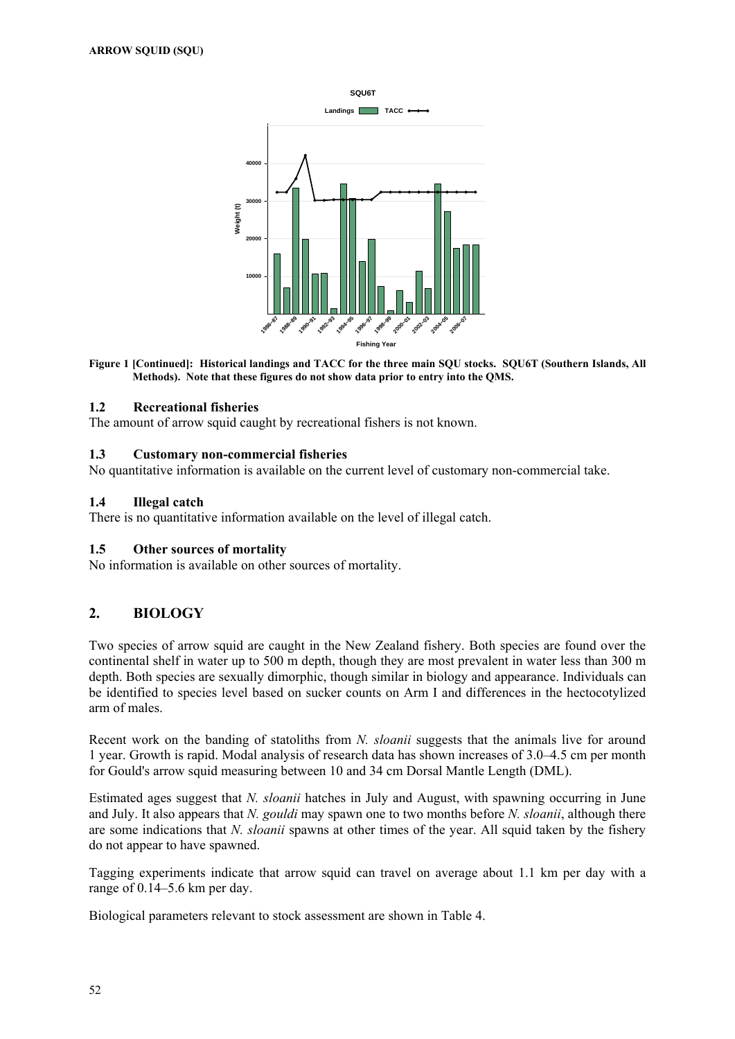Figure 1 [Continued]: Historical landings and TACC for the three main SQU stocks. SQU6T (Southern Islands, All Methods). Note that these figures do not show data prior to entry into the QMS.

### 1.2 Recreational fisheries

The amount of arrow squid caught by recreational fishers is not known.

### 1.3 Customary non-commercial fisheries

No quantitative information is available on the current level of customary non-commercial take.

### 1.4 Illegal catch

There is no quantitative information available on the level of illegal catch.

### 1.5 Other sources of mortality

No information is available on other sources of mortality.

## 2. BIOLOGY

Two species of arrow squid are caught in the New Zealand fishery. Both species are found over the continental shelf in water up to 500 m depth, though they are most prevalent in water less than 300 m depth. Both species are sexually dimorphic, though similar in biology and appearance. Individuals can be identified to species level based on sucker counts on Arm I and differences in the hectocotylized arm of males.

Recent work on the banding of statoliths from *N. sloanii* suggests that the animals live for around 1 year. Growth is rapid. Modal analysis of research data has shown increases of 3.0–4.5 cm per month for Gould's arrow squid measuring between 10 and 34 cm Dorsal Mantle Length (DML).

Estimated ages suggest that *N. sloanii* hatches in July and August, with spawning occurring in June and July. It also appears that *N. gouldi* may spawn one to two months before *N. sloanii*, although there are some indications that *N. sloanii* spawns at other times of the year. All squid taken by the fishery do not appear to have spawned.

Tagging experiments indicate that arrow squid can travel on average about 1.1 km per day with a range of 0.14–5.6 km per day.

Biological parameters relevant to stock assessment are shown in Table 4.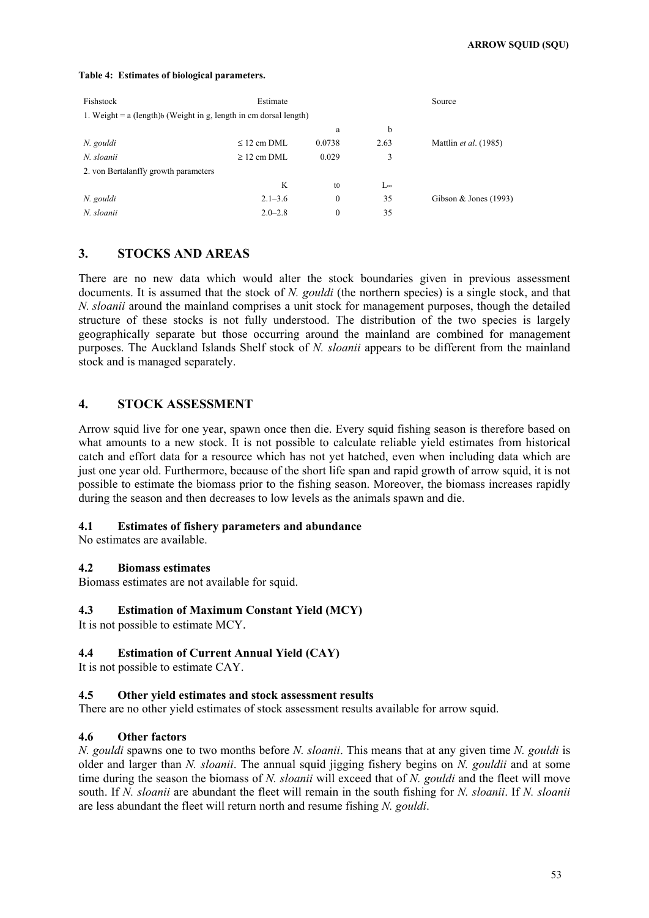**Table 4: Estimates of biological parameters.**

| Fishstock | Estimate | | | Source |
|---|---|---|---|---|
| 1. Weight = a (length)b (Weight in g, length in cm dorsal length) | | | | |
| | | a | b | |
| *N. gouldi* | ≤ 12 cm DML | 0.0738 | 2.63 | Mattlin *et al*. (1985) |
| *N. sloanii* | ≥ 12 cm DML | 0.029 | 3 | |
| 2. von Bertalanffy growth parameters | | | | |
| | K | $t_0$ | $L_\infty$ | |
| *N. gouldi* | 2.1–3.6 | 0 | 35 | Gibson & Jones (1993) |
| *N. sloanii* | 2.0–2.8 | 0 | 35 | |

## 3. STOCKS AND AREAS

There are no new data which would alter the stock boundaries given in previous assessment documents. It is assumed that the stock of *N. gouldi* (the northern species) is a single stock, and that *N. sloanii* around the mainland comprises a unit stock for management purposes, though the detailed structure of these stocks is not fully understood. The distribution of the two species is largely geographically separate but those occurring around the mainland are combined for management purposes. The Auckland Islands Shelf stock of *N. sloanii* appears to be different from the mainland stock and is managed separately.

## 4. STOCK ASSESSMENT

Arrow squid live for one year, spawn once then die. Every squid fishing season is therefore based on what amounts to a new stock. It is not possible to calculate reliable yield estimates from historical catch and effort data for a resource which has not yet hatched, even when including data which are just one year old. Furthermore, because of the short life span and rapid growth of arrow squid, it is not possible to estimate the biomass prior to the fishing season. Moreover, the biomass increases rapidly during the season and then decreases to low levels as the animals spawn and die.

### 4.1 Estimates of fishery parameters and abundance

No estimates are available.

### 4.2 Biomass estimates

Biomass estimates are not available for squid.

### 4.3 Estimation of Maximum Constant Yield (MCY)

It is not possible to estimate MCY.

### 4.4 Estimation of Current Annual Yield (CAY)

It is not possible to estimate CAY.

### 4.5 Other yield estimates and stock assessment results

There are no other yield estimates of stock assessment results available for arrow squid.

### 4.6 Other factors

*N. gouldi* spawns one to two months before *N. sloanii*. This means that at any given time *N. gouldi* is older and larger than *N. sloanii*. The annual squid jigging fishery begins on *N. gouldii* and at some time during the season the biomass of *N. sloanii* will exceed that of *N. gouldi* and the fleet will move south. If *N. sloanii* are abundant the fleet will remain in the south fishing for *N. sloanii*. If *N. sloanii* are less abundant the fleet will return north and resume fishing *N. gouldi*.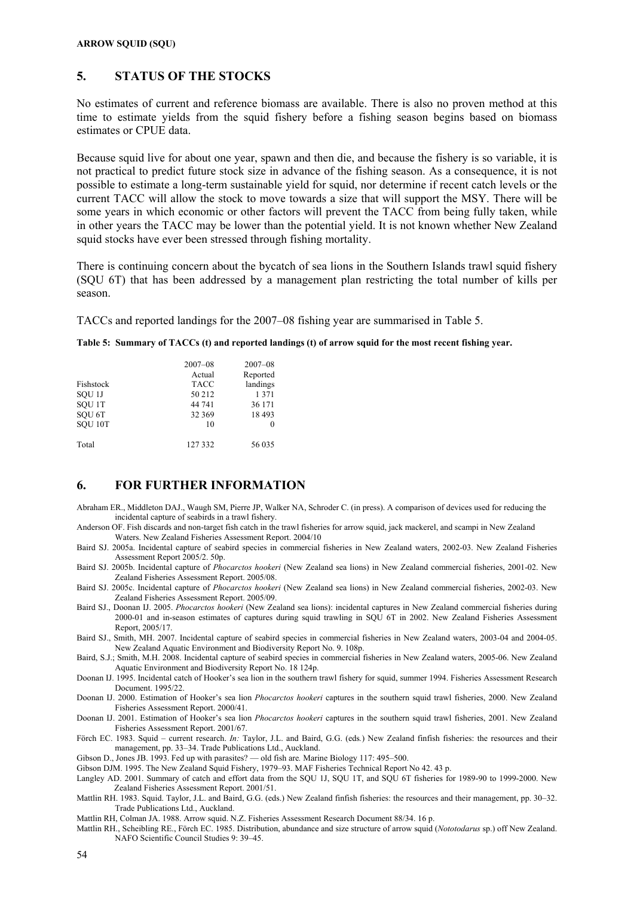## 5. STATUS OF THE STOCKS

No estimates of current and reference biomass are available. There is also no proven method at this time to estimate yields from the squid fishery before a fishing season begins based on biomass estimates or CPUE data.

Because squid live for about one year, spawn and then die, and because the fishery is so variable, it is not practical to predict future stock size in advance of the fishing season. As a consequence, it is not possible to estimate a long-term sustainable yield for squid, nor determine if recent catch levels or the current TACC will allow the stock to move towards a size that will support the MSY. There will be some years in which economic or other factors will prevent the TACC from being fully taken, while in other years the TACC may be lower than the potential yield. It is not known whether New Zealand squid stocks have ever been stressed through fishing mortality.

There is continuing concern about the bycatch of sea lions in the Southern Islands trawl squid fishery (SQU 6T) that has been addressed by a management plan restricting the total number of kills per season.

TACCs and reported landings for the 2007–08 fishing year are summarised in Table 5.

**Table 5: Summary of TACCs (t) and reported landings (t) of arrow squid for the most recent fishing year.**

| Fishstock | 2007–08 Actual TACC | 2007–08 Reported landings |
|---|---|---|
| SQU 1J | 50 212 | 1 371 |
| SQU 1T | 44 741 | 36 171 |
| SQU 6T | 32 369 | 18 493 |
| SQU 10T | 10 | 0 |
| Total | 127 332 | 56 035 |

## 6. FOR FURTHER INFORMATION

Abraham ER., Middleton DAJ., Waugh SM, Pierre JP, Walker NA, Schroder C. (in press). A comparison of devices used for reducing the incidental capture of seabirds in a trawl fishery.

Anderson OF. Fish discards and non-target fish catch in the trawl fisheries for arrow squid, jack mackerel, and scampi in New Zealand Waters. New Zealand Fisheries Assessment Report. 2004/10

Baird SJ. 2005a. Incidental capture of seabird species in commercial fisheries in New Zealand waters, 2002-03. New Zealand Fisheries Assessment Report 2005/2. 50p.

Baird SJ. 2005b. Incidental capture of *Phocarctos hookeri* (New Zealand sea lions) in New Zealand commercial fisheries, 2001-02. New Zealand Fisheries Assessment Report. 2005/08.

Baird SJ. 2005c. Incidental capture of *Phocarctos hookeri* (New Zealand sea lions) in New Zealand commercial fisheries, 2002-03. New Zealand Fisheries Assessment Report. 2005/09.

Baird SJ., Doonan IJ. 2005. *Phocarctos hookeri* (New Zealand sea lions): incidental captures in New Zealand commercial fisheries during 2000-01 and in-season estimates of captures during squid trawling in SQU 6T in 2002. New Zealand Fisheries Assessment Report, 2005/17.

Baird SJ., Smith, MH. 2007. Incidental capture of seabird species in commercial fisheries in New Zealand waters, 2003-04 and 2004-05. New Zealand Aquatic Environment and Biodiversity Report No. 9. 108p.

Baird, S.J.; Smith, M.H. 2008. Incidental capture of seabird species in commercial fisheries in New Zealand waters, 2005-06. New Zealand Aquatic Environment and Biodiversity Report No. 18 124p.

Doonan IJ. 1995. Incidental catch of Hooker's sea lion in the southern trawl fishery for squid, summer 1994. Fisheries Assessment Research Document. 1995/22.

Doonan IJ. 2000. Estimation of Hooker's sea lion *Phocarctos hookeri* captures in the southern squid trawl fisheries, 2000. New Zealand Fisheries Assessment Report. 2000/41.

Doonan IJ. 2001. Estimation of Hooker's sea lion *Phocarctos hookeri* captures in the southern squid trawl fisheries, 2001. New Zealand Fisheries Assessment Report. 2001/67.

Förch EC. 1983. Squid – current research. *In:* Taylor, J.L. and Baird, G.G. (eds.) New Zealand finfish fisheries: the resources and their management, pp. 33–34. Trade Publications Ltd., Auckland.

Gibson D., Jones JB. 1993. Fed up with parasites? — old fish are. Marine Biology 117: 495–500.

Gibson DJM. 1995. The New Zealand Squid Fishery, 1979–93. MAF Fisheries Technical Report No 42. 43 p.

Langley AD. 2001. Summary of catch and effort data from the SQU 1J, SQU 1T, and SQU 6T fisheries for 1989-90 to 1999-2000. New Zealand Fisheries Assessment Report. 2001/51.

Mattlin RH. 1983. Squid. Taylor, J.L. and Baird, G.G. (eds.) New Zealand finfish fisheries: the resources and their management, pp. 30–32. Trade Publications Ltd., Auckland.

Mattlin RH, Colman JA. 1988. Arrow squid. N.Z. Fisheries Assessment Research Document 88/34. 16 p.

Mattlin RH., Scheibling RE., Förch EC. 1985. Distribution, abundance and size structure of arrow squid (*Nototodarus* sp.) off New Zealand. NAFO Scientific Council Studies 9: 39–45.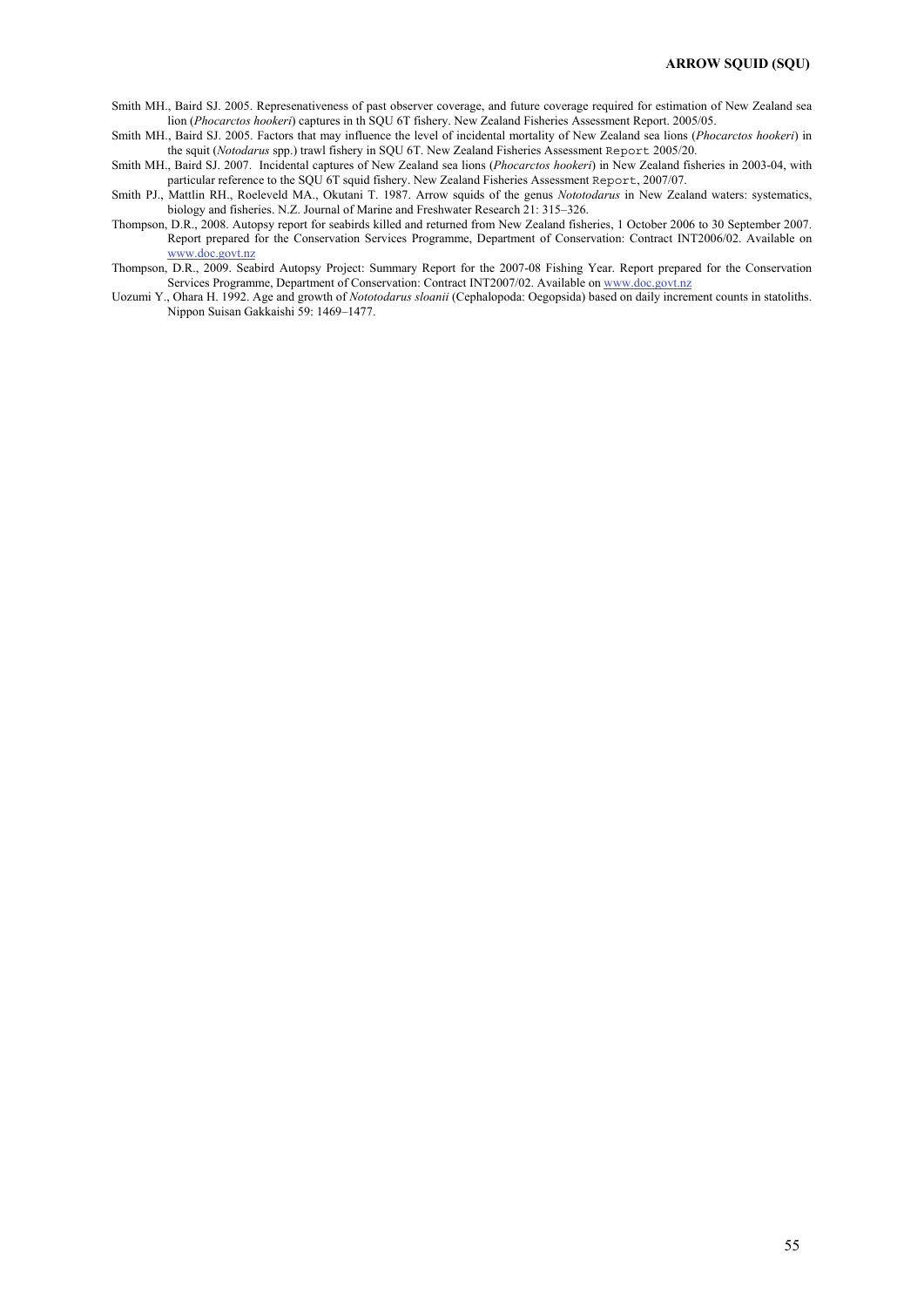Smith MH., Baird SJ. 2005. Represenativeness of past observer coverage, and future coverage required for estimation of New Zealand sea lion (*Phocarctos hookeri*) captures in th SQU 6T fishery. New Zealand Fisheries Assessment Report. 2005/05.

Smith MH., Baird SJ. 2005. Factors that may influence the level of incidental mortality of New Zealand sea lions (*Phocarctos hookeri*) in the squit (*Notodarus* spp.) trawl fishery in SQU 6T. New Zealand Fisheries Assessment Report 2005/20.

Smith MH., Baird SJ. 2007. Incidental captures of New Zealand sea lions (*Phocarctos hookeri*) in New Zealand fisheries in 2003-04, with particular reference to the SQU 6T squid fishery. New Zealand Fisheries Assessment Report, 2007/07.

Smith PJ., Mattlin RH., Roeleveld MA., Okutani T. 1987. Arrow squids of the genus *Nototodarus* in New Zealand waters: systematics, biology and fisheries. N.Z. Journal of Marine and Freshwater Research 21: 315–326.

Thompson, D.R., 2008. Autopsy report for seabirds killed and returned from New Zealand fisheries, 1 October 2006 to 30 September 2007. Report prepared for the Conservation Services Programme, Department of Conservation: Contract INT2006/02. Available on www.doc.govt.nz

Thompson, D.R., 2009. Seabird Autopsy Project: Summary Report for the 2007-08 Fishing Year. Report prepared for the Conservation Services Programme, Department of Conservation: Contract INT2007/02. Available on www.doc.govt.nz

Uozumi Y., Ohara H. 1992. Age and growth of *Nototodarus sloanii* (Cephalopoda: Oegopsida) based on daily increment counts in statoliths. Nippon Suisan Gakkaishi 59: 1469–1477.